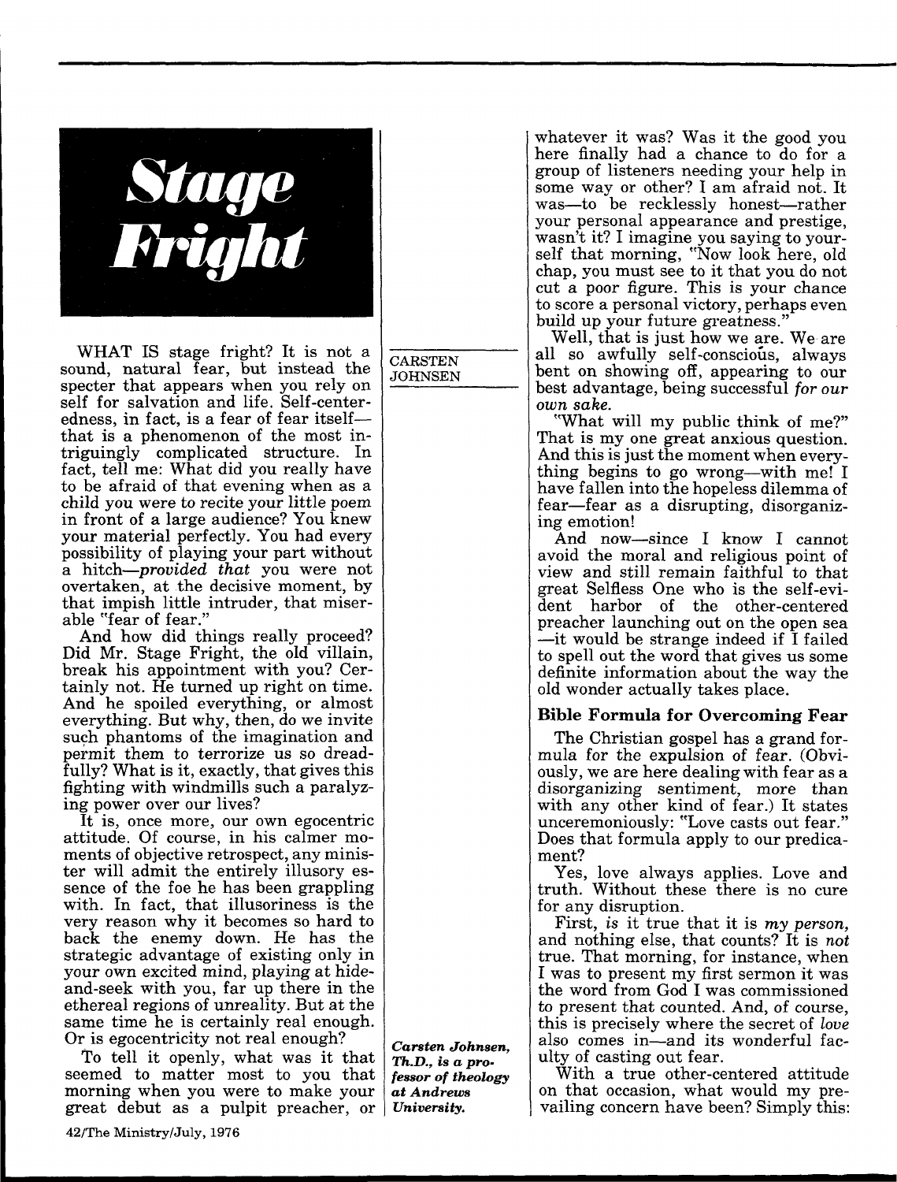# Stage Fright

CARSTEN JOHNSEN

*Carsten Johnsen, Th.D., is a professor of theology at Andrews University.*

WHAT IS stage fright? It is not a sound, natural fear, but instead the specter that appears when you rely on self for salvation and life. Self-centeredness, in fact, is a fear of fear itself—that is a phenomenon of the most intriguingly complicated structure. In fact, tell me: What did you really have to be afraid of that evening when as a child you were to recite your little poem in front of a large audience? You knew your material perfectly. You had every possibility of playing your part without a hitch—*provided that* you were not overtaken, at the decisive moment, by that impish little intruder, that miserable "fear of fear."

And how did things really proceed? Did Mr. Stage Fright, the old villain, break his appointment with you? Certainly not. He turned up right on time. And he spoiled everything, or almost everything. But why, then, do we invite such phantoms of the imagination and permit them to terrorize us so dreadfully? What is it, exactly, that gives this fighting with windmills such a paralyzing power over our lives?

It is, once more, our own egocentric attitude. Of course, in his calmer moments of objective retrospect, any minister will admit the entirely illusory essence of the foe he has been grappling with. In fact, that illusoriness is the very reason why it becomes so hard to back the enemy down. He has the strategic advantage of existing only in your own excited mind, playing at hide-and-seek with you, far up there in the ethereal regions of unreality. But at the same time he is certainly real enough. Or is egocentricity not real enough?

To tell it openly, what was it that seemed to matter most to you that morning when you were to make your great debut as a pulpit preacher, or whatever it was? Was it the good you here finally had a chance to do for a group of listeners needing your help in some way or other? I am afraid not. It was—to be recklessly honest—rather your personal appearance and prestige, wasn't it? I imagine you saying to yourself that morning, "Now look here, old chap, you must see to it that you do not cut a poor figure. This is your chance to score a personal victory, perhaps even build up your future greatness."

Well, that is just how we are. We are all so awfully self-conscious, always bent on showing off, appearing to our best advantage, being successful *for our own sake.*

"What will my public think of me?" That is my one great anxious question. And this is just the moment when everything begins to go wrong—with me! I have fallen into the hopeless dilemma of fear—fear as a disrupting, disorganizing emotion!

And now—since I know I cannot avoid the moral and religious point of view and still remain faithful to that great Selfless One who is the self-evident harbor of the other-centered preacher launching out on the open sea—it would be strange indeed if I failed to spell out the word that gives us some definite information about the way the old wonder actually takes place.

### Bible Formula for Overcoming Fear

The Christian gospel has a grand formula for the expulsion of fear. (Obviously, we are here dealing with fear as a disorganizing sentiment, more than with any other kind of fear.) It states unceremoniously: "Love casts out fear." Does that formula apply to our predicament?

Yes, love always applies. Love and truth. Without these there is no cure for any disruption.

First, *is* it true that it is *my person,* and nothing else, that counts? It is *not* true. That morning, for instance, when I was to present my first sermon it was the word from God I was commissioned to present that counted. And, of course, this is precisely where the secret of *love* also comes in—and its wonderful faculty of casting out fear.

With a true other-centered attitude on that occasion, what would my prevailing concern have been? Simply this: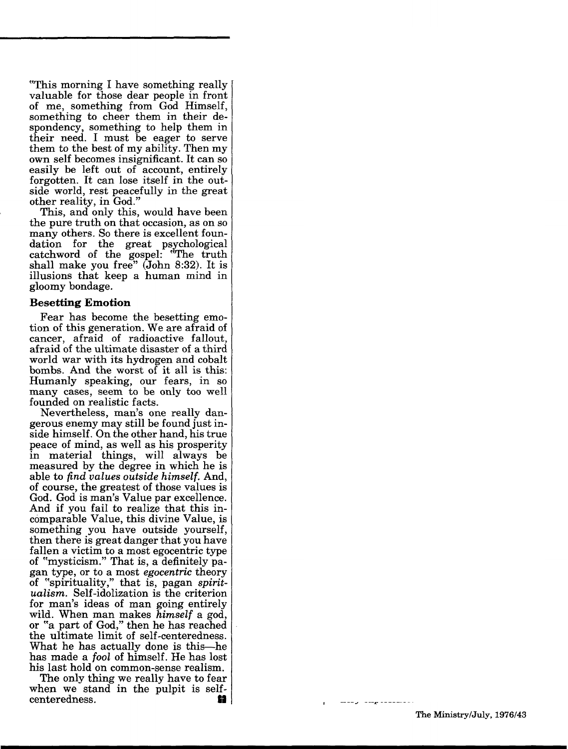"This morning I have something really valuable for those dear people in front of me, something from God Himself, something to cheer them in their despondency, something to help them in their need. I must be eager to serve them to the best of my ability. Then my own self becomes insignificant. It can so easily be left out of account, entirely forgotten. It can lose itself in the outside world, rest peacefully in the great other reality, in God."

This, and only this, would have been the pure truth on that occasion, as on so many others. So there is excellent foundation for the great psychological catchword of the gospel: "The truth shall make you free" (John 8:32). It is illusions that keep a human mind in gloomy bondage.

### Besetting Emotion

Fear has become the besetting emotion of this generation. We are afraid of cancer, afraid of radioactive fallout, afraid of the ultimate disaster of a third world war with its hydrogen and cobalt bombs. And the worst of it all is this: Humanly speaking, our fears, in so many cases, seem to be only too well founded on realistic facts.

Nevertheless, man's one really dangerous enemy may still be found just inside himself. On the other hand, his true peace of mind, as well as his prosperity in material things, will always be measured by the degree in which he is able to *find values outside himself.* And, of course, the greatest of those values is God. God is man's Value par excellence. And if you fail to realize that this incomparable Value, this divine Value, is something you have outside yourself, then there is great danger that you have fallen a victim to a most egocentric type of "mysticism." That is, a definitely pagan type, or to a most *egocentric* theory of "spirituality," that is, pagan *spiritualism.* Self-idolization is the criterion for man's ideas of man going entirely wild. When man makes *himself* a god, or "a part of God," then he has reached the ultimate limit of self-centeredness. What he has actually done is this—he has made a *fool* of himself. He has lost his last hold on common-sense realism.

The only thing we really have to fear when we stand in the pulpit is self-centeredness.